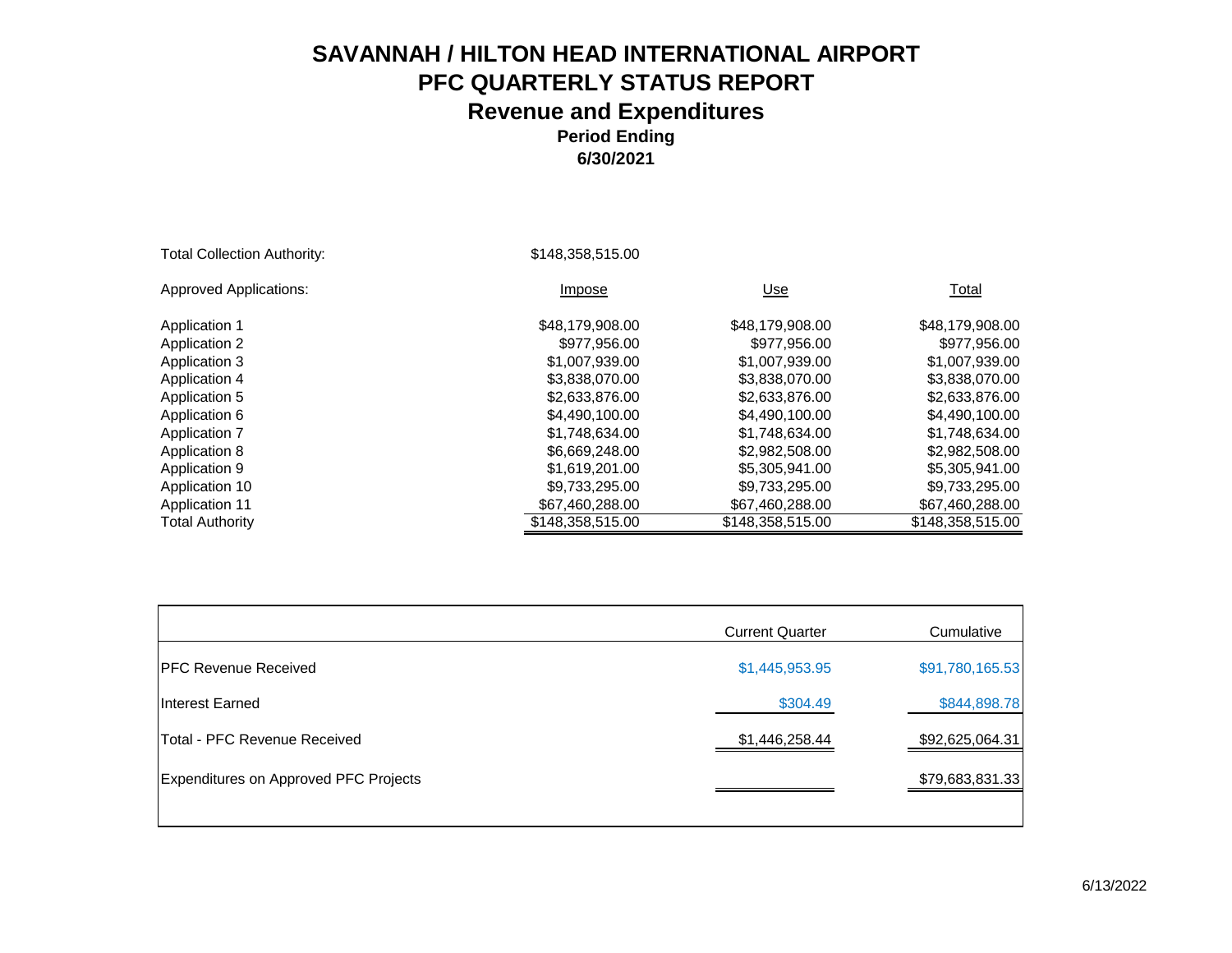# SAVANNAH / HILTON HEAD INTERNATIONAL AIRPORT

## PFC QUARTERLY STATUS REPORT

## Revenue and Expenditures

### Period Ending

### 6/30/2021

Total Collection Authority: $148,358,515.00

| Approved Applications: | Impose | Use | Total |
|---|---|---|---|
| Application 1 | $48,179,908.00 | $48,179,908.00 | $48,179,908.00 |
| Application 2 | $977,956.00 | $977,956.00 | $977,956.00 |
| Application 3 | $1,007,939.00 | $1,007,939.00 | $1,007,939.00 |
| Application 4 | $3,838,070.00 | $3,838,070.00 | $3,838,070.00 |
| Application 5 | $2,633,876.00 | $2,633,876.00 | $2,633,876.00 |
| Application 6 | $4,490,100.00 | $4,490,100.00 | $4,490,100.00 |
| Application 7 | $1,748,634.00 | $1,748,634.00 | $1,748,634.00 |
| Application 8 | $6,669,248.00 | $2,982,508.00 | $2,982,508.00 |
| Application 9 | $1,619,201.00 | $5,305,941.00 | $5,305,941.00 |
| Application 10 | $9,733,295.00 | $9,733,295.00 | $9,733,295.00 |
| Application 11 | $67,460,288.00 | $67,460,288.00 | $67,460,288.00 |
| Total Authority | $148,358,515.00 | $148,358,515.00 | $148,358,515.00 |

| | Current Quarter | Cumulative |
|---|---|---|
| PFC Revenue Received | $1,445,953.95 | $91,780,165.53 |
| Interest Earned | $304.49 | $844,898.78 |
| Total - PFC Revenue Received | $1,446,258.44 | $92,625,064.31 |
| Expenditures on Approved PFC Projects | | $79,683,831.33 |

6/13/2022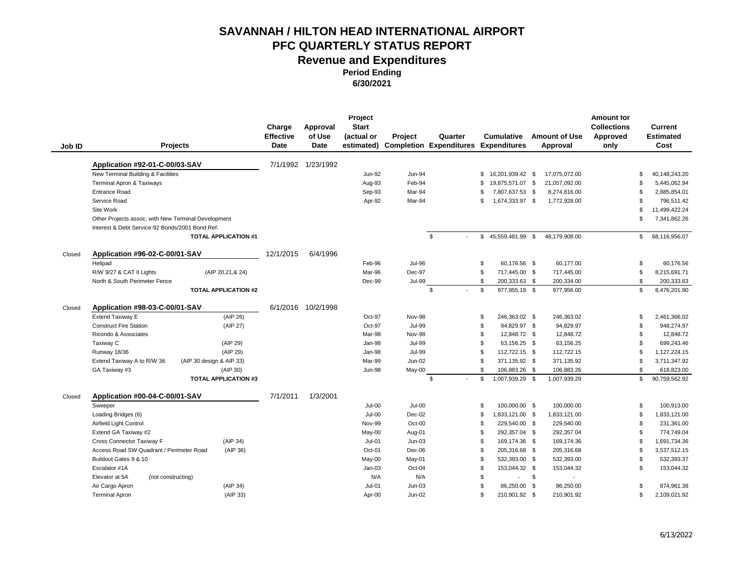# SAVANNAH / HILTON HEAD INTERNATIONAL AIRPORT
## PFC QUARTERLY STATUS REPORT
## Revenue and Expenditures
### Period Ending
### 6/30/2021

| Job ID | Projects | | Charge Effective Date | Approval of Use Date | Project Start (actual or estimated) | Project Completion | Quarter Expenditures | Cumulative Expenditures | Amount of Use Approval | Amount for Collections Approved only | Current Estimated Cost |
|---|---|---|---|---|---|---|---|---|---|---|---|
| | **Application #92-01-C-00/03-SAV** | | 7/1/1992 | 1/23/1992 | | | | | | | |
| | New Terminal Building & Facilities | | | | Jun-92 | Jun-94 | | $ 16,201,939.42 | $ 17,075,072.00 | | $ 40,148,243.20 |
| | Terminal Apron & Taxiways | | | | Aug-93 | Feb-94 | | $ 19,875,571.07 | $ 21,057,092.00 | | $ 5,445,062.94 |
| | Entrance Road | | | | Sep-93 | Mar-94 | | $ 7,807,637.53 | $ 8,274,816.00 | | $ 2,885,854.01 |
| | Service Road | | | | Apr-92 | Mar-94 | | $ 1,674,333.97 | $ 1,772,928.00 | | $ 796,511.42 |
| | Site Work | | | | | | | | | | $ 11,499,422.24 |
| | Other Projects assoc. with New Terminal Development | | | | | | | | | | $ 7,341,862.26 |
| | Interest & Debt Service-92 Bonds/2001 Bond Ref. | | | | | | | | | | |
| | **TOTAL APPLICATION #1** | | | | | | $ - | $ 45,559,481.99 | $ 48,179,908.00 | | $ 68,116,956.07 |
| Closed | **Application #96-02-C-00/01-SAV** | | 12/1/2015 | 6/4/1996 | | | | | | | |
| | Helipad | | | | Feb-96 | Jul-96 | | $ 60,176.56 | $ 60,177.00 | | $ 60,176.56 |
| | R/W 9/27 & CAT II Lights | (AIP 20,21,& 24) | | | Mar-96 | Dec-97 | | $ 717,445.00 | $ 717,445.00 | | $ 8,215,691.71 |
| | North & South Perimeter Fence | | | | Dec-99 | Jul-99 | | $ 200,333.63 | $ 200,334.00 | | $ 200,333.63 |
| | **TOTAL APPLICATION #2** | | | | | | $ - | $ 977,955.19 | $ 977,956.00 | | $ 8,476,201.90 |
| Closed | **Application #98-03-C-00/01-SAV** | | 6/1/2016 | 10/2/1998 | | | | | | | |
| | Extend Taxiway E | (AIP 26) | | | Oct-97 | Nov-98 | | $ 246,363.02 | $ 246,363.02 | | $ 2,461,366.02 |
| | Construct Fire Station | (AIP 27) | | | Oct-97 | Jul-99 | | $ 94,829.97 | $ 94,829.97 | | $ 948,274.97 |
| | Ricondo & Associates | | | | Mar-98 | Nov-98 | | $ 12,848.72 | $ 12,848.72 | | $ 12,848.72 |
| | Taxiway C | (AIP 29) | | | Jan-98 | Jul-99 | | $ 63,156.25 | $ 63,156.25 | | $ 699,243.46 |
| | Runway 18/36 | (AIP 29) | | | Jan-98 | Jul-99 | | $ 112,722.15 | $ 112,722.15 | | $ 1,127,224.15 |
| | Extend Taxiway A to R/W 36 | (AIP 30 design & AIP 33) | | | Mar-99 | Jun-02 | | $ 371,135.92 | $ 371,135.92 | | $ 3,711,347.92 |
| | GA Taxiway #3 | (AIP 30) | | | Jun-98 | May-00 | | $ 106,883.26 | $ 106,883.26 | | $ 618,823.00 |
| | **TOTAL APPLICATION #3** | | | | | | $ - | $ 1,007,939.29 | $ 1,007,939.29 | | $ 90,759,562.92 |
| Closed | **Application #00-04-C-00/01-SAV** | | 7/1/2011 | 1/3/2001 | | | | | | | |
| | Sweeper | | | | Jul-00 | Jul-00 | | $ 100,000.00 | $ 100,000.00 | | $ 100,913.00 |
| | Loading Bridges (6) | | | | Jul-00 | Dec-02 | | $ 1,833,121.00 | $ 1,833,121.00 | | $ 1,833,121.00 |
| | Airfield Light Control | | | | Nov-99 | Oct-00 | | $ 229,540.00 | $ 229,540.00 | | $ 231,361.00 |
| | Extend GA Taxiway #2 | | | | May-00 | Aug-01 | | $ 292,357.04 | $ 292,357.04 | | $ 774,749.04 |
| | Cross Connector Taxiway F | (AIP 34) | | | Jul-01 | Jun-03 | | $ 169,174.36 | $ 169,174.36 | | $ 1,691,734.36 |
| | Access Road SW Quadrant / Perimeter Road | (AIP 36) | | | Oct-01 | Dec-06 | | $ 205,316.68 | $ 205,316.68 | | $ 3,537,512.15 |
| | Buildout Gates 9 & 10 | | | | May-00 | May-01 | | $ 532,393.00 | $ 532,393.00 | | $ 532,393.37 |
| | Escalator #1A | | | | Jan-03 | Oct-04 | | $ 153,044.32 | $ 153,044.32 | | $ 153,044.32 |
| | Elevator at 5A | (not constructing) | | | N/A | N/A | | $ - | $ - | | |
| | Air Cargo Apron | (AIP 34) | | | Jul-01 | Jun-03 | | $ 86,250.00 | $ 86,250.00 | | $ 874,961.38 |
| | Terminal Apron | (AIP 33) | | | Apr-00 | Jun-02 | | $ 210,901.92 | $ 210,901.92 | | $ 2,109,021.92 |

6/13/2022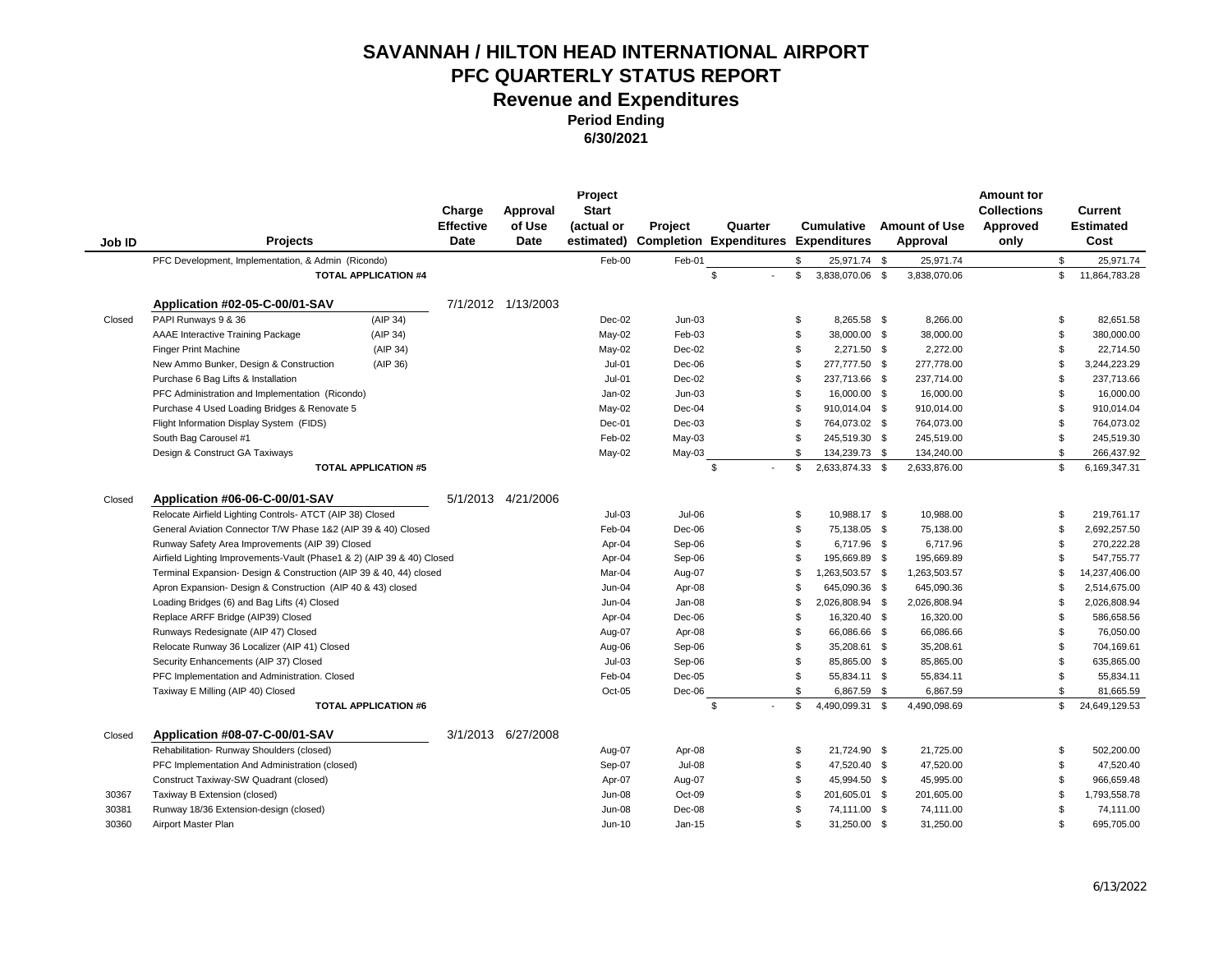# SAVANNAH / HILTON HEAD INTERNATIONAL AIRPORT
## PFC QUARTERLY STATUS REPORT
### Revenue and Expenditures
**Period Ending**
**6/30/2021**

| Job ID | Projects | | Charge Effective Date | Approval of Use Date | Project Start (actual or estimated) | Project Completion | Quarter Expenditures | Cumulative Expenditures | Amount of Use Approval | Amount for Collections Approved only | Current Estimated Cost |
|---|---|---|---|---|---|---|---|---|---|---|---|
| | PFC Development, Implementation, & Admin (Ricondo) | | | | Feb-00 | Feb-01 | | $ 25,971.74 | $ 25,971.74 | | $ 25,971.74 |
| | **TOTAL APPLICATION #4** | | | | | | $ - | $ 3,838,070.06 | $ 3,838,070.06 | | $ 11,864,783.28 |
| | **Application #02-05-C-00/01-SAV** | | 7/1/2012 | 1/13/2003 | | | | | | | |
| Closed | PAPI Runways 9 & 36 | (AIP 34) | | | Dec-02 | Jun-03 | | $ 8,265.58 | $ 8,266.00 | | $ 82,651.58 |
| | AAAE Interactive Training Package | (AIP 34) | | | May-02 | Feb-03 | | $ 38,000.00 | $ 38,000.00 | | $ 380,000.00 |
| | Finger Print Machine | (AIP 34) | | | May-02 | Dec-02 | | $ 2,271.50 | $ 2,272.00 | | $ 22,714.50 |
| | New Ammo Bunker, Design & Construction | (AIP 36) | | | Jul-01 | Dec-06 | | $ 277,777.50 | $ 277,778.00 | | $ 3,244,223.29 |
| | Purchase 6 Bag Lifts & Installation | | | | Jul-01 | Dec-02 | | $ 237,713.66 | $ 237,714.00 | | $ 237,713.66 |
| | PFC Administration and Implementation (Ricondo) | | | | Jan-02 | Jun-03 | | $ 16,000.00 | $ 16,000.00 | | $ 16,000.00 |
| | Purchase 4 Used Loading Bridges & Renovate 5 | | | | May-02 | Dec-04 | | $ 910,014.04 | $ 910,014.00 | | $ 910,014.04 |
| | Flight Information Display System (FIDS) | | | | Dec-01 | Dec-03 | | $ 764,073.02 | $ 764,073.00 | | $ 764,073.02 |
| | South Bag Carousel #1 | | | | Feb-02 | May-03 | | $ 245,519.30 | $ 245,519.00 | | $ 245,519.30 |
| | Design & Construct GA Taxiways | | | | May-02 | May-03 | | $ 134,239.73 | $ 134,240.00 | | $ 266,437.92 |
| | **TOTAL APPLICATION #5** | | | | | | $ - | $ 2,633,874.33 | $ 2,633,876.00 | | $ 6,169,347.31 |
| Closed | **Application #06-06-C-00/01-SAV** | | 5/1/2013 | 4/21/2006 | | | | | | | |
| | Relocate Airfield Lighting Controls- ATCT (AIP 38) Closed | | | | Jul-03 | Jul-06 | | $ 10,988.17 | $ 10,988.00 | | $ 219,761.17 |
| | General Aviation Connector T/W Phase 1&2 (AIP 39 & 40) Closed | | | | Feb-04 | Dec-06 | | $ 75,138.05 | $ 75,138.00 | | $ 2,692,257.50 |
| | Runway Safety Area Improvements (AIP 39) Closed | | | | Apr-04 | Sep-06 | | $ 6,717.96 | $ 6,717.96 | | $ 270,222.28 |
| | Airfield Lighting Improvements-Vault (Phase1 & 2) (AIP 39 & 40) Closed | | | | Apr-04 | Sep-06 | | $ 195,669.89 | $ 195,669.89 | | $ 547,755.77 |
| | Terminal Expansion- Design & Construction (AIP 39 & 40, 44) closed | | | | Mar-04 | Aug-07 | | $ 1,263,503.57 | $ 1,263,503.57 | | $ 14,237,406.00 |
| | Apron Expansion- Design & Construction (AIP 40 & 43) closed | | | | Jun-04 | Apr-08 | | $ 645,090.36 | $ 645,090.36 | | $ 2,514,675.00 |
| | Loading Bridges (6) and Bag Lifts (4) Closed | | | | Jun-04 | Jan-08 | | $ 2,026,808.94 | $ 2,026,808.94 | | $ 2,026,808.94 |
| | Replace ARFF Bridge (AIP39) Closed | | | | Apr-04 | Dec-06 | | $ 16,320.40 | $ 16,320.00 | | $ 586,658.56 |
| | Runways Redesignate (AIP 47) Closed | | | | Aug-07 | Apr-08 | | $ 66,086.66 | $ 66,086.66 | | $ 76,050.00 |
| | Relocate Runway 36 Localizer (AIP 41) Closed | | | | Aug-06 | Sep-06 | | $ 35,208.61 | $ 35,208.61 | | $ 704,169.61 |
| | Security Enhancements (AIP 37) Closed | | | | Jul-03 | Sep-06 | | $ 85,865.00 | $ 85,865.00 | | $ 635,865.00 |
| | PFC Implementation and Administration. Closed | | | | Feb-04 | Dec-05 | | $ 55,834.11 | $ 55,834.11 | | $ 55,834.11 |
| | Taxiway E Milling (AIP 40) Closed | | | | Oct-05 | Dec-06 | | $ 6,867.59 | $ 6,867.59 | | $ 81,665.59 |
| | **TOTAL APPLICATION #6** | | | | | | $ - | $ 4,490,099.31 | $ 4,490,098.69 | | $ 24,649,129.53 |
| Closed | **Application #08-07-C-00/01-SAV** | | 3/1/2013 | 6/27/2008 | | | | | | | |
| | Rehabilitation- Runway Shoulders (closed) | | | | Aug-07 | Apr-08 | | $ 21,724.90 | $ 21,725.00 | | $ 502,200.00 |
| | PFC Implementation And Administration (closed) | | | | Sep-07 | Jul-08 | | $ 47,520.40 | $ 47,520.00 | | $ 47,520.40 |
| | Construct Taxiway-SW Quadrant (closed) | | | | Apr-07 | Aug-07 | | $ 45,994.50 | $ 45,995.00 | | $ 966,659.48 |
| 30367 | Taxiway B Extension (closed) | | | | Jun-08 | Oct-09 | | $ 201,605.01 | $ 201,605.00 | | $ 1,793,558.78 |
| 30381 | Runway 18/36 Extension-design (closed) | | | | Jun-08 | Dec-08 | | $ 74,111.00 | $ 74,111.00 | | $ 74,111.00 |
| 30360 | Airport Master Plan | | | | Jun-10 | Jan-15 | | $ 31,250.00 | $ 31,250.00 | | $ 695,705.00 |

6/13/2022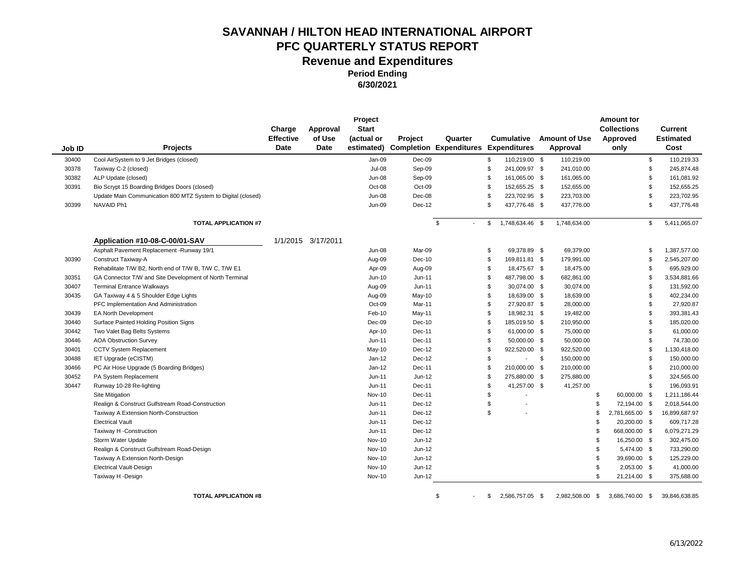# SAVANNAH / HILTON HEAD INTERNATIONAL AIRPORT
# PFC QUARTERLY STATUS REPORT
## Revenue and Expenditures
### Period Ending
### 6/30/2021

| Job ID | Projects | Charge Effective Date | Approval of Use Date | Project Start (actual or estimated) | Project Completion | Quarter Expenditures | Cumulative Expenditures | Amount of Use Approval | Amount for Collections Approved only | Current Estimated Cost |
|---|---|---|---|---|---|---|---|---|---|---|
| 30400 | Cool AirSystem to 9 Jet Bridges (closed) | | | Jan-09 | Dec-09 | | $ 110,219.00 | $ 110,219.00 | | $ 110,219.33 |
| 30378 | Taxiway C-2 (closed) | | | Jul-08 | Sep-09 | | $ 241,009.97 | $ 241,010.00 | | $ 245,874.48 |
| 30382 | ALP Update (closed) | | | Jun-08 | Sep-09 | | $ 161,065.00 | $ 161,065.00 | | $ 161,081.92 |
| 30391 | Bio Scrypt 15 Boarding Bridges Doors (closed) | | | Oct-08 | Oct-09 | | $ 152,655.25 | $ 152,655.00 | | $ 152,655.25 |
| | Update Main Communication 800 MTZ System to Digital (closed) | | | Jun-08 | Dec-08 | | $ 223,702.95 | $ 223,703.00 | | $ 223,702.95 |
| 30399 | NAVAID Ph1 | | | Jun-09 | Dec-12 | | $ 437,776.48 | $ 437,776.00 | | $ 437,776.48 |
| | **TOTAL APPLICATION #7** | | | | | $ - | $ 1,748,634.46 | $ 1,748,634.00 | | $ 5,411,065.07 |
| | **Application #10-08-C-00/01-SAV** | 1/1/2015 | 3/17/2011 | | | | | | | |
| | Asphalt Pavement Replacement -Runway 19/1 | | | Jun-08 | Mar-09 | | $ 69,378.89 | $ 69,379.00 | | $ 1,387,577.00 |
| 30390 | Construct Taxiway-A | | | Aug-09 | Dec-10 | | $ 169,811.81 | $ 179,991.00 | | $ 2,545,207.00 |
| | Rehabilitate T/W B2, North end of T/W B, T/W C, T/W E1 | | | Apr-09 | Aug-09 | | $ 18,475.67 | $ 18,475.00 | | $ 695,929.00 |
| 30351 | GA Connector T/W and Site Development of North Terminal | | | Jun-10 | Jun-11 | | $ 487,798.00 | $ 682,861.00 | | $ 3,534,881.66 |
| 30407 | Terminal Entrance Walkways | | | Aug-09 | Jun-11 | | $ 30,074.00 | $ 30,074.00 | | $ 131,592.00 |
| 30435 | GA Taxiway 4 & 5 Shoulder Edge Lights | | | Aug-09 | May-10 | | $ 18,639.00 | $ 18,639.00 | | $ 402,234.00 |
| | PFC Implementation And Administration | | | Oct-09 | Mar-11 | | $ 27,920.87 | $ 28,000.00 | | $ 27,920.87 |
| 30439 | EA North Development | | | Feb-10 | May-11 | | $ 18,982.31 | $ 19,482.00 | | $ 393,381.43 |
| 30440 | Surface Painted Holding Position Signs | | | Dec-09 | Dec-10 | | $ 185,019.50 | $ 210,950.00 | | $ 185,020.00 |
| 30442 | Two Valet Bag Belts Systems | | | Apr-10 | Dec-11 | | $ 61,000.00 | $ 75,000.00 | | $ 61,000.00 |
| 30446 | AOA Obstruction Survey | | | Jun-11 | Dec-11 | | $ 50,000.00 | $ 50,000.00 | | $ 74,730.00 |
| 30401 | CCTV System Replacement | | | May-10 | Dec-12 | | $ 922,520.00 | $ 922,520.00 | | $ 1,130,418.00 |
| 30488 | IET Upgrade (eCISTM) | | | Jan-12 | Dec-12 | | $ - | $ 150,000.00 | | $ 150,000.00 |
| 30466 | PC Air Hose Upgrade (5 Boarding Bridges) | | | Jan-12 | Dec-11 | | $ 210,000.00 | $ 210,000.00 | | $ 210,000.00 |
| 30452 | PA System Replacement | | | Jun-11 | Jun-12 | | $ 275,880.00 | $ 275,880.00 | | $ 324,565.00 |
| 30447 | Runway 10-28 Re-lighting | | | Jun-11 | Dec-11 | | $ 41,257.00 | $ 41,257.00 | | $ 196,093.91 |
| | Site Mitigation | | | Nov-10 | Dec-11 | | $ - | | $ 60,000.00 | $ 1,211,186.44 |
| | Realign & Construct Gulfstream Road-Construction | | | Jun-11 | Dec-12 | | $ - | | $ 72,194.00 | $ 2,018,544.00 |
| | Taxiway A Extension North-Construction | | | Jun-11 | Dec-12 | | $ - | | $ 2,781,665.00 | $ 16,899,687.97 |
| | Electrical Vault | | | Jun-11 | Dec-12 | | | | $ 20,200.00 | $ 609,717.28 |
| | Taxiway H -Construction | | | Jun-11 | Dec-12 | | | | $ 668,000.00 | $ 6,079,271.29 |
| | Storm Water Update | | | Nov-10 | Jun-12 | | | | $ 16,250.00 | $ 302,475.00 |
| | Realign & Construct Gulfstream Road-Design | | | Nov-10 | Jun-12 | | | | $ 5,474.00 | $ 733,290.00 |
| | Taxiway A Extension North-Design | | | Nov-10 | Jun-12 | | | | $ 39,690.00 | $ 125,229.00 |
| | Electrical Vault-Design | | | Nov-10 | Jun-12 | | | | $ 2,053.00 | $ 41,000.00 |
| | Taxiway H -Design | | | Nov-10 | Jun-12 | | | | $ 21,214.00 | $ 375,688.00 |
| | **TOTAL APPLICATION #8** | | | | | $ - | $ 2,586,757.05 | $ 2,982,508.00 | $ 3,686,740.00 | $ 39,846,638.85 |

6/13/2022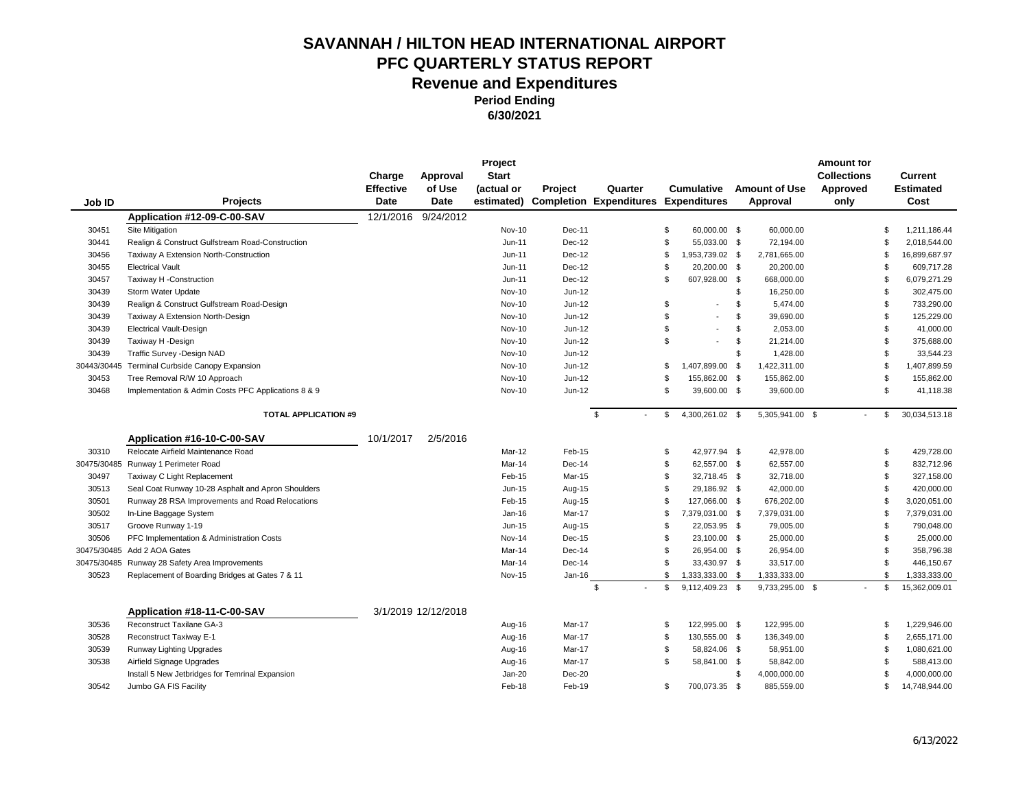# SAVANNAH / HILTON HEAD INTERNATIONAL AIRPORT
# PFC QUARTERLY STATUS REPORT
## Revenue and Expenditures
### Period Ending
### 6/30/2021

| Job ID | Projects | Charge Effective Date | Approval of Use Date | Project Start (actual or estimated) | Project Completion | Quarter Expenditures | Cumulative Expenditures | Amount of Use Approval | Amount for Collections Approved only | Current Estimated Cost |
|---|---|---|---|---|---|---|---|---|---|---|
| | **Application #12-09-C-00-SAV** | 12/1/2016 | 9/24/2012 | | | | | | | |
| 30451 | Site Mitigation | | | Nov-10 | Dec-11 | | $ 60,000.00 | $ 60,000.00 | | $ 1,211,186.44 |
| 30441 | Realign & Construct Gulfstream Road-Construction | | | Jun-11 | Dec-12 | | $ 55,033.00 | $ 72,194.00 | | $ 2,018,544.00 |
| 30456 | Taxiway A Extension North-Construction | | | Jun-11 | Dec-12 | | $ 1,953,739.02 | $ 2,781,665.00 | | $ 16,899,687.97 |
| 30455 | Electrical Vault | | | Jun-11 | Dec-12 | | $ 20,200.00 | $ 20,200.00 | | $ 609,717.28 |
| 30457 | Taxiway H -Construction | | | Jun-11 | Dec-12 | | $ 607,928.00 | $ 668,000.00 | | $ 6,079,271.29 |
| 30439 | Storm Water Update | | | Nov-10 | Jun-12 | | | $ 16,250.00 | | $ 302,475.00 |
| 30439 | Realign & Construct Gulfstream Road-Design | | | Nov-10 | Jun-12 | | $ - | $ 5,474.00 | | $ 733,290.00 |
| 30439 | Taxiway A Extension North-Design | | | Nov-10 | Jun-12 | | $ - | $ 39,690.00 | | $ 125,229.00 |
| 30439 | Electrical Vault-Design | | | Nov-10 | Jun-12 | | $ - | $ 2,053.00 | | $ 41,000.00 |
| 30439 | Taxiway H -Design | | | Nov-10 | Jun-12 | | $ - | $ 21,214.00 | | $ 375,688.00 |
| 30439 | Traffic Survey -Design NAD | | | Nov-10 | Jun-12 | | | $ 1,428.00 | | $ 33,544.23 |
| 30443/30445 | Terminal Curbside Canopy Expansion | | | Nov-10 | Jun-12 | | $ 1,407,899.00 | $ 1,422,311.00 | | $ 1,407,899.59 |
| 30453 | Tree Removal R/W 10 Approach | | | Nov-10 | Jun-12 | | $ 155,862.00 | $ 155,862.00 | | $ 155,862.00 |
| 30468 | Implementation & Admin Costs PFC Applications 8 & 9 | | | Nov-10 | Jun-12 | | $ 39,600.00 | $ 39,600.00 | | $ 41,118.38 |
| | **TOTAL APPLICATION #9** | | | | | $ - | $ 4,300,261.02 | $ 5,305,941.00 | $ - | $ 30,034,513.18 |
| | **Application #16-10-C-00-SAV** | 10/1/2017 | 2/5/2016 | | | | | | | |
| 30310 | Relocate Airfield Maintenance Road | | | Mar-12 | Feb-15 | | $ 42,977.94 | $ 42,978.00 | | $ 429,728.00 |
| 30475/30485 | Runway 1 Perimeter Road | | | Mar-14 | Dec-14 | | $ 62,557.00 | $ 62,557.00 | | $ 832,712.96 |
| 30497 | Taxiway C Light Replacement | | | Feb-15 | Mar-15 | | $ 32,718.45 | $ 32,718.00 | | $ 327,158.00 |
| 30513 | Seal Coat Runway 10-28 Asphalt and Apron Shoulders | | | Jun-15 | Aug-15 | | $ 29,186.92 | $ 42,000.00 | | $ 420,000.00 |
| 30501 | Runway 28 RSA Improvements and Road Relocations | | | Feb-15 | Aug-15 | | $ 127,066.00 | $ 676,202.00 | | $ 3,020,051.00 |
| 30502 | In-Line Baggage System | | | Jan-16 | Mar-17 | | $ 7,379,031.00 | $ 7,379,031.00 | | $ 7,379,031.00 |
| 30517 | Groove Runway 1-19 | | | Jun-15 | Aug-15 | | $ 22,053.95 | $ 79,005.00 | | $ 790,048.00 |
| 30506 | PFC Implementation & Administration Costs | | | Nov-14 | Dec-15 | | $ 23,100.00 | $ 25,000.00 | | $ 25,000.00 |
| 30475/30485 | Add 2 AOA Gates | | | Mar-14 | Dec-14 | | $ 26,954.00 | $ 26,954.00 | | $ 358,796.38 |
| 30475/30485 | Runway 28 Safety Area Improvements | | | Mar-14 | Dec-14 | | $ 33,430.97 | $ 33,517.00 | | $ 446,150.67 |
| 30523 | Replacement of Boarding Bridges at Gates 7 & 11 | | | Nov-15 | Jan-16 | | $ 1,333,333.00 | $ 1,333,333.00 | | $ 1,333,333.00 |
| | | | | | | $ - | $ 9,112,409.23 | $ 9,733,295.00 | $ - | $ 15,362,009.01 |
| | **Application #18-11-C-00-SAV** | 3/1/2019 | 12/12/2018 | | | | | | | |
| 30536 | Reconstruct Taxilane GA-3 | | | Aug-16 | Mar-17 | | $ 122,995.00 | $ 122,995.00 | | $ 1,229,946.00 |
| 30528 | Reconstruct Taxiway E-1 | | | Aug-16 | Mar-17 | | $ 130,555.00 | $ 136,349.00 | | $ 2,655,171.00 |
| 30539 | Runway Lighting Upgrades | | | Aug-16 | Mar-17 | | $ 58,824.06 | $ 58,951.00 | | $ 1,080,621.00 |
| 30538 | Airfield Signage Upgrades | | | Aug-16 | Mar-17 | | $ 58,841.00 | $ 58,842.00 | | $ 588,413.00 |
| | Install 5 New Jetbridges for Temrinal Expansion | | | Jan-20 | Dec-20 | | | $ 4,000,000.00 | | $ 4,000,000.00 |
| 30542 | Jumbo GA FIS Facility | | | Feb-18 | Feb-19 | | $ 700,073.35 | $ 885,559.00 | | $ 14,748,944.00 |

6/13/2022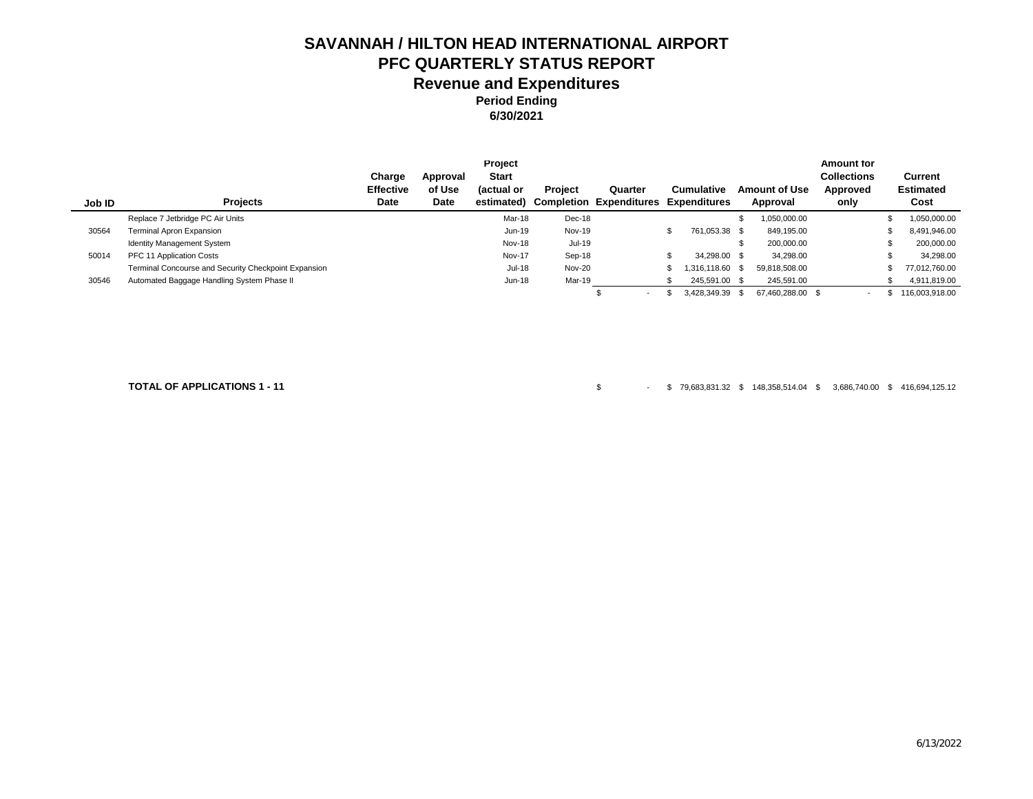# SAVANNAH / HILTON HEAD INTERNATIONAL AIRPORT
## PFC QUARTERLY STATUS REPORT
## Revenue and Expenditures
### Period Ending
### 6/30/2021

| Job ID | Projects | Charge Effective Date | Approval of Use Date | Project Start (actual or estimated) | Project Completion | Quarter Expenditures | Cumulative Expenditures | Amount of Use Approval | Amount for Collections Approved only | Current Estimated Cost |
|---|---|---|---|---|---|---|---|---|---|---|
| | Replace 7 Jetbridge PC Air Units | | | Mar-18 | Dec-18 | | | $ 1,050,000.00 | | $ 1,050,000.00 |
| 30564 | Terminal Apron Expansion | | | Jun-19 | Nov-19 | | $ 761,053.38 | $ 849,195.00 | | $ 8,491,946.00 |
| | Identity Management System | | | Nov-18 | Jul-19 | | | $ 200,000.00 | | $ 200,000.00 |
| 50014 | PFC 11 Application Costs | | | Nov-17 | Sep-18 | | $ 34,298.00 | $ 34,298.00 | | $ 34,298.00 |
| | Terminal Concourse and Security Checkpoint Expansion | | | Jul-18 | Nov-20 | | $ 1,316,118.60 | $ 59,818,508.00 | | $ 77,012,760.00 |
| 30546 | Automated Baggage Handling System Phase II | | | Jun-18 | Mar-19 | | $ 245,591.00 | $ 245,591.00 | | $ 4,911,819.00 |
| | | | | | | $ - | $ 3,428,349.39 | $ 67,460,288.00 | $ - | $ 116,003,918.00 |
| | **TOTAL OF APPLICATIONS 1 - 11** | | | | | $ - | $ 79,683,831.32 | $ 148,358,514.04 | $ 3,686,740.00 | $ 416,694,125.12 |

6/13/2022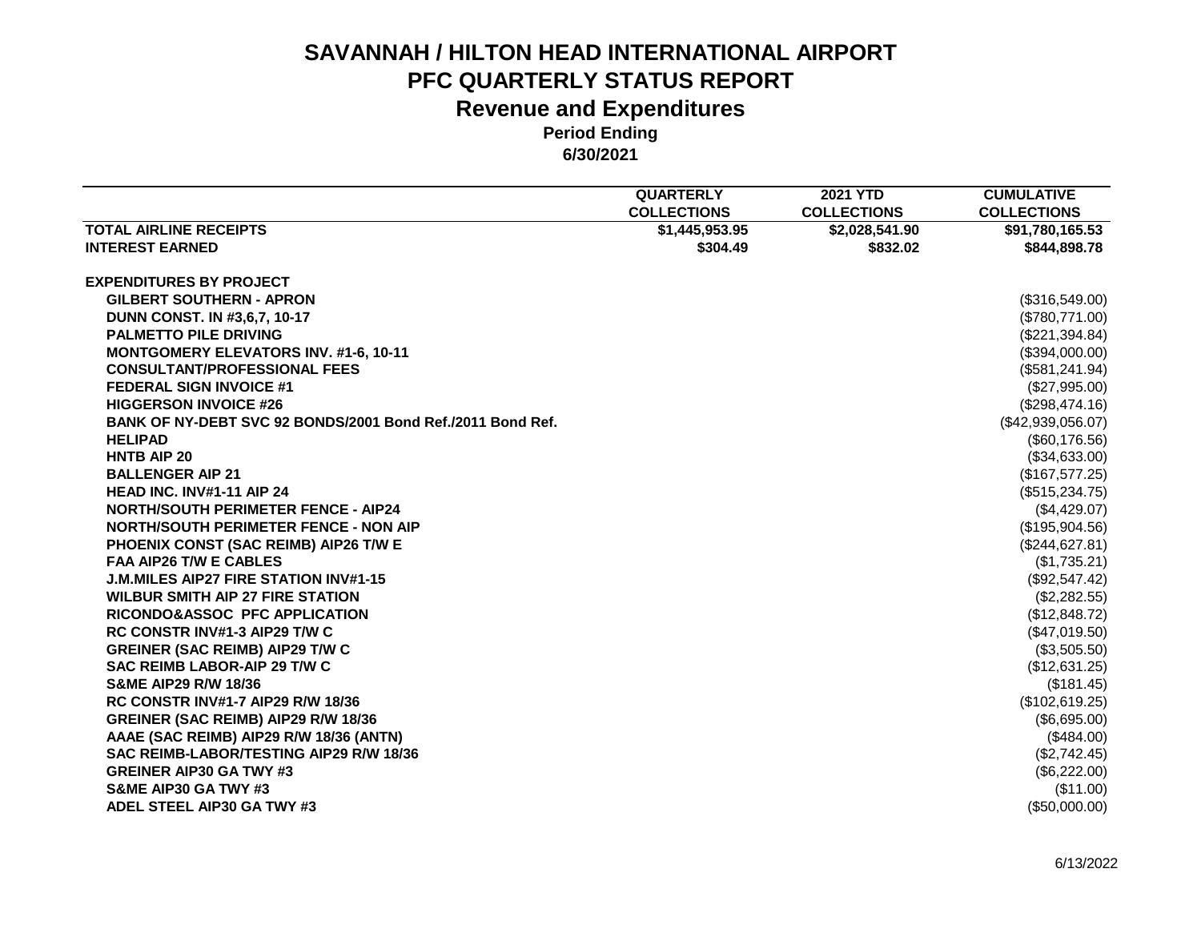# SAVANNAH / HILTON HEAD INTERNATIONAL AIRPORT
## PFC QUARTERLY STATUS REPORT
## Revenue and Expenditures
### Period Ending
### 6/30/2021

| | QUARTERLY COLLECTIONS | 2021 YTD COLLECTIONS | CUMULATIVE COLLECTIONS |
|---|---|---|---|
| **TOTAL AIRLINE RECEIPTS** | $1,445,953.95 | $2,028,541.90 | $91,780,165.53 |
| **INTEREST EARNED** | $304.49 | $832.02 | $844,898.78 |
| | | | |
| **EXPENDITURES BY PROJECT** | | | |
| GILBERT SOUTHERN - APRON | | | ($316,549.00) |
| DUNN CONST. IN #3,6,7, 10-17 | | | ($780,771.00) |
| PALMETTO PILE DRIVING | | | ($221,394.84) |
| MONTGOMERY ELEVATORS INV. #1-6, 10-11 | | | ($394,000.00) |
| CONSULTANT/PROFESSIONAL FEES | | | ($581,241.94) |
| FEDERAL SIGN INVOICE #1 | | | ($27,995.00) |
| HIGGERSON INVOICE #26 | | | ($298,474.16) |
| BANK OF NY-DEBT SVC 92 BONDS/2001 Bond Ref./2011 Bond Ref. | | | ($42,939,056.07) |
| HELIPAD | | | ($60,176.56) |
| HNTB AIP 20 | | | ($34,633.00) |
| BALLENGER AIP 21 | | | ($167,577.25) |
| HEAD INC. INV#1-11 AIP 24 | | | ($515,234.75) |
| NORTH/SOUTH PERIMETER FENCE - AIP24 | | | ($4,429.07) |
| NORTH/SOUTH PERIMETER FENCE - NON AIP | | | ($195,904.56) |
| PHOENIX CONST (SAC REIMB) AIP26 T/W E | | | ($244,627.81) |
| FAA AIP26 T/W E CABLES | | | ($1,735.21) |
| J.M.MILES AIP27 FIRE STATION INV#1-15 | | | ($92,547.42) |
| WILBUR SMITH AIP 27 FIRE STATION | | | ($2,282.55) |
| RICONDO&ASSOC PFC APPLICATION | | | ($12,848.72) |
| RC CONSTR INV#1-3 AIP29 T/W C | | | ($47,019.50) |
| GREINER (SAC REIMB) AIP29 T/W C | | | ($3,505.50) |
| SAC REIMB LABOR-AIP 29 T/W C | | | ($12,631.25) |
| S&ME AIP29 R/W 18/36 | | | ($181.45) |
| RC CONSTR INV#1-7 AIP29 R/W 18/36 | | | ($102,619.25) |
| GREINER (SAC REIMB) AIP29 R/W 18/36 | | | ($6,695.00) |
| AAAE (SAC REIMB) AIP29 R/W 18/36 (ANTN) | | | ($484.00) |
| SAC REIMB-LABOR/TESTING AIP29 R/W 18/36 | | | ($2,742.45) |
| GREINER AIP30 GA TWY #3 | | | ($6,222.00) |
| S&ME AIP30 GA TWY #3 | | | ($11.00) |
| ADEL STEEL AIP30 GA TWY #3 | | | ($50,000.00) |

6/13/2022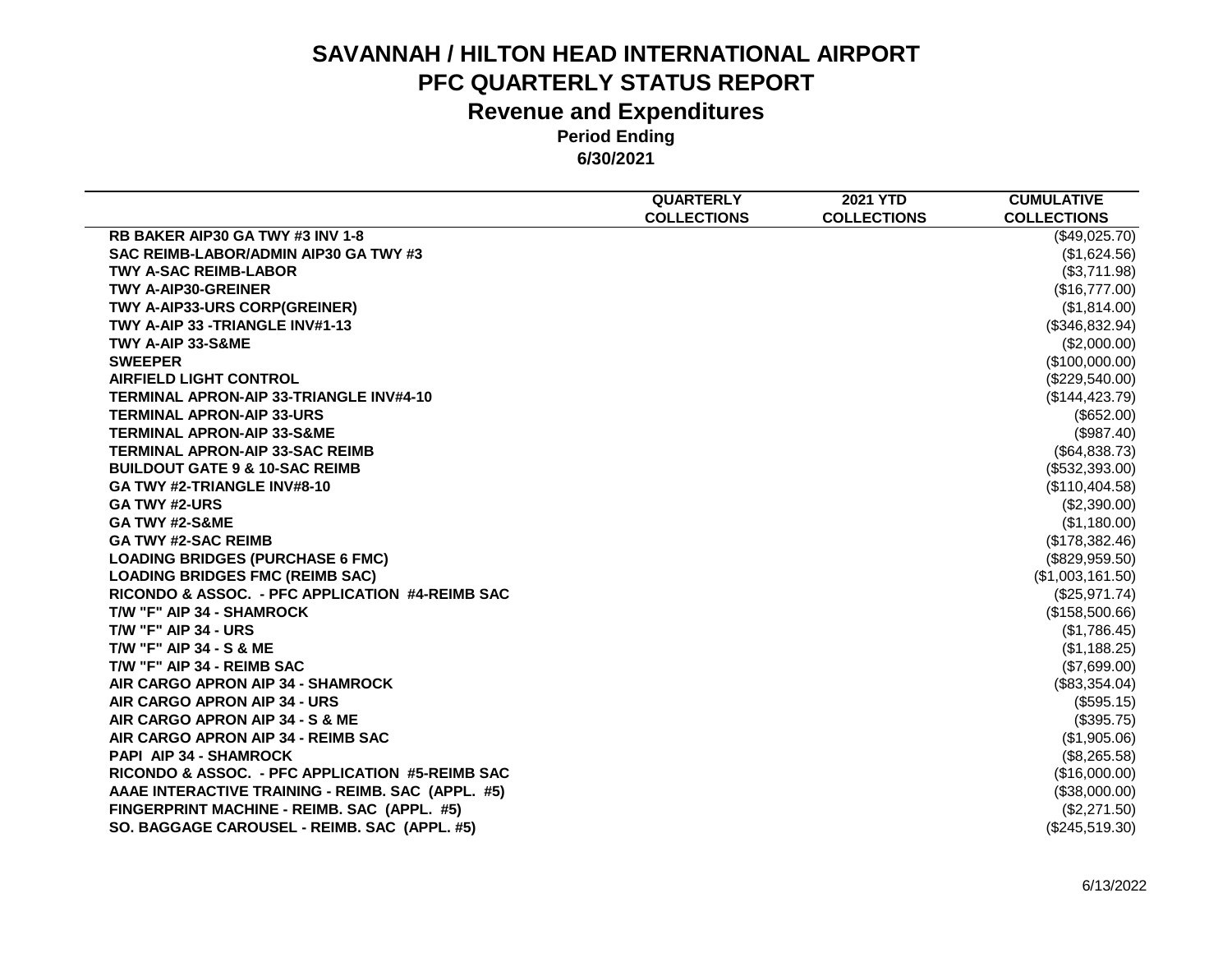# SAVANNAH / HILTON HEAD INTERNATIONAL AIRPORT

## PFC QUARTERLY STATUS REPORT

## Revenue and Expenditures

**Period Ending**

**6/30/2021**

| | QUARTERLY COLLECTIONS | 2021 YTD COLLECTIONS | CUMULATIVE COLLECTIONS |
|---|---|---|---|
| RB BAKER AIP30 GA TWY #3 INV 1-8 | | | ($49,025.70) |
| SAC REIMB-LABOR/ADMIN AIP30 GA TWY #3 | | | ($1,624.56) |
| TWY A-SAC REIMB-LABOR | | | ($3,711.98) |
| TWY A-AIP30-GREINER | | | ($16,777.00) |
| TWY A-AIP33-URS CORP(GREINER) | | | ($1,814.00) |
| TWY A-AIP 33 -TRIANGLE INV#1-13 | | | ($346,832.94) |
| TWY A-AIP 33-S&ME | | | ($2,000.00) |
| SWEEPER | | | ($100,000.00) |
| AIRFIELD LIGHT CONTROL | | | ($229,540.00) |
| TERMINAL APRON-AIP 33-TRIANGLE INV#4-10 | | | ($144,423.79) |
| TERMINAL APRON-AIP 33-URS | | | ($652.00) |
| TERMINAL APRON-AIP 33-S&ME | | | ($987.40) |
| TERMINAL APRON-AIP 33-SAC REIMB | | | ($64,838.73) |
| BUILDOUT GATE 9 & 10-SAC REIMB | | | ($532,393.00) |
| GA TWY #2-TRIANGLE INV#8-10 | | | ($110,404.58) |
| GA TWY #2-URS | | | ($2,390.00) |
| GA TWY #2-S&ME | | | ($1,180.00) |
| GA TWY #2-SAC REIMB | | | ($178,382.46) |
| LOADING BRIDGES (PURCHASE 6 FMC) | | | ($829,959.50) |
| LOADING BRIDGES FMC (REIMB SAC) | | | ($1,003,161.50) |
| RICONDO & ASSOC. - PFC APPLICATION #4-REIMB SAC | | | ($25,971.74) |
| T/W "F" AIP 34 - SHAMROCK | | | ($158,500.66) |
| T/W "F" AIP 34 - URS | | | ($1,786.45) |
| T/W "F" AIP 34 - S & ME | | | ($1,188.25) |
| T/W "F" AIP 34 - REIMB SAC | | | ($7,699.00) |
| AIR CARGO APRON AIP 34 - SHAMROCK | | | ($83,354.04) |
| AIR CARGO APRON AIP 34 - URS | | | ($595.15) |
| AIR CARGO APRON AIP 34 - S & ME | | | ($395.75) |
| AIR CARGO APRON AIP 34 - REIMB SAC | | | ($1,905.06) |
| PAPI AIP 34 - SHAMROCK | | | ($8,265.58) |
| RICONDO & ASSOC. - PFC APPLICATION #5-REIMB SAC | | | ($16,000.00) |
| AAAE INTERACTIVE TRAINING - REIMB. SAC (APPL. #5) | | | ($38,000.00) |
| FINGERPRINT MACHINE - REIMB. SAC (APPL. #5) | | | ($2,271.50) |
| SO. BAGGAGE CAROUSEL - REIMB. SAC (APPL. #5) | | | ($245,519.30) |

6/13/2022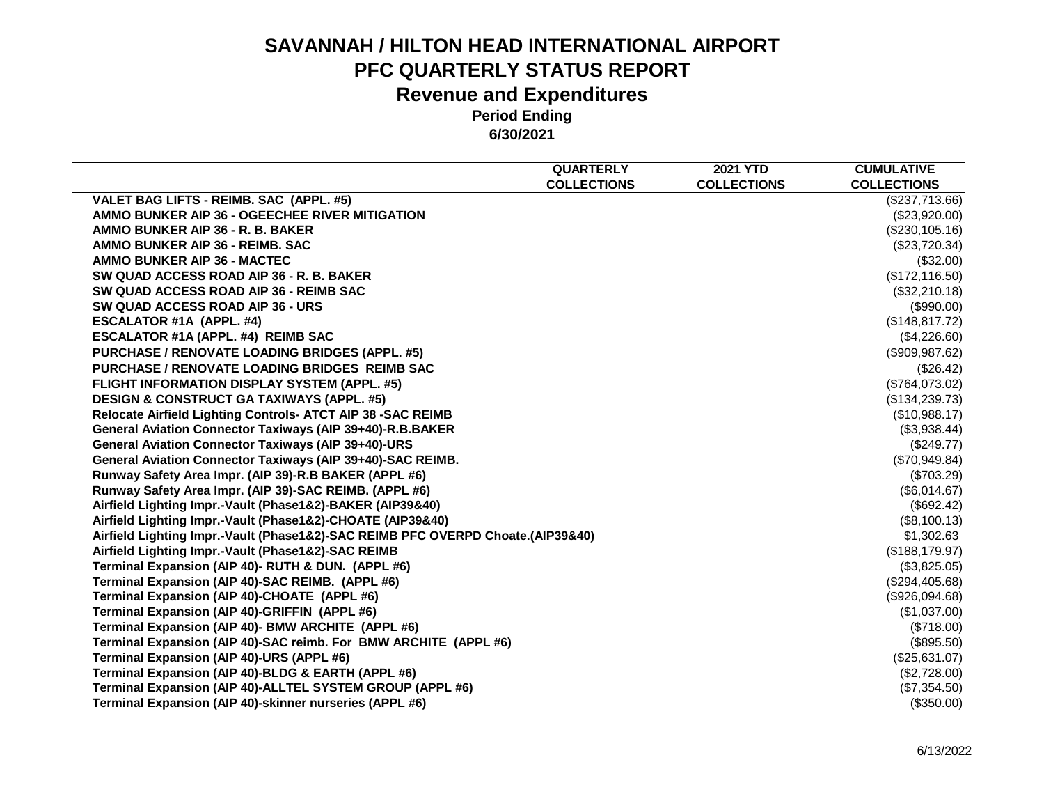# SAVANNAH / HILTON HEAD INTERNATIONAL AIRPORT
## PFC QUARTERLY STATUS REPORT
## Revenue and Expenditures
### Period Ending
### 6/30/2021

| | QUARTERLY COLLECTIONS | 2021 YTD COLLECTIONS | CUMULATIVE COLLECTIONS |
|---|---|---|---|
| VALET BAG LIFTS - REIMB. SAC (APPL. #5) | | | ($237,713.66) |
| AMMO BUNKER AIP 36 - OGEECHEE RIVER MITIGATION | | | ($23,920.00) |
| AMMO BUNKER AIP 36 - R. B. BAKER | | | ($230,105.16) |
| AMMO BUNKER AIP 36 - REIMB. SAC | | | ($23,720.34) |
| AMMO BUNKER AIP 36 - MACTEC | | | ($32.00) |
| SW QUAD ACCESS ROAD AIP 36 - R. B. BAKER | | | ($172,116.50) |
| SW QUAD ACCESS ROAD AIP 36 - REIMB SAC | | | ($32,210.18) |
| SW QUAD ACCESS ROAD AIP 36 - URS | | | ($990.00) |
| ESCALATOR #1A (APPL. #4) | | | ($148,817.72) |
| ESCALATOR #1A (APPL. #4) REIMB SAC | | | ($4,226.60) |
| PURCHASE / RENOVATE LOADING BRIDGES (APPL. #5) | | | ($909,987.62) |
| PURCHASE / RENOVATE LOADING BRIDGES REIMB SAC | | | ($26.42) |
| FLIGHT INFORMATION DISPLAY SYSTEM (APPL. #5) | | | ($764,073.02) |
| DESIGN & CONSTRUCT GA TAXIWAYS (APPL. #5) | | | ($134,239.73) |
| Relocate Airfield Lighting Controls- ATCT AIP 38 -SAC REIMB | | | ($10,988.17) |
| General Aviation Connector Taxiways (AIP 39+40)-R.B.BAKER | | | ($3,938.44) |
| General Aviation Connector Taxiways (AIP 39+40)-URS | | | ($249.77) |
| General Aviation Connector Taxiways (AIP 39+40)-SAC REIMB. | | | ($70,949.84) |
| Runway Safety Area Impr. (AIP 39)-R.B BAKER (APPL #6) | | | ($703.29) |
| Runway Safety Area Impr. (AIP 39)-SAC REIMB. (APPL #6) | | | ($6,014.67) |
| Airfield Lighting Impr.-Vault (Phase1&2)-BAKER (AIP39&40) | | | ($692.42) |
| Airfield Lighting Impr.-Vault (Phase1&2)-CHOATE (AIP39&40) | | | ($8,100.13) |
| Airfield Lighting Impr.-Vault (Phase1&2)-SAC REIMB PFC OVERPD Choate.(AIP39&40) | | | $1,302.63 |
| Airfield Lighting Impr.-Vault (Phase1&2)-SAC REIMB | | | ($188,179.97) |
| Terminal Expansion (AIP 40)- RUTH & DUN. (APPL #6) | | | ($3,825.05) |
| Terminal Expansion (AIP 40)-SAC REIMB. (APPL #6) | | | ($294,405.68) |
| Terminal Expansion (AIP 40)-CHOATE (APPL #6) | | | ($926,094.68) |
| Terminal Expansion (AIP 40)-GRIFFIN (APPL #6) | | | ($1,037.00) |
| Terminal Expansion (AIP 40)- BMW ARCHITE (APPL #6) | | | ($718.00) |
| Terminal Expansion (AIP 40)-SAC reimb. For BMW ARCHITE (APPL #6) | | | ($895.50) |
| Terminal Expansion (AIP 40)-URS (APPL #6) | | | ($25,631.07) |
| Terminal Expansion (AIP 40)-BLDG & EARTH (APPL #6) | | | ($2,728.00) |
| Terminal Expansion (AIP 40)-ALLTEL SYSTEM GROUP (APPL #6) | | | ($7,354.50) |
| Terminal Expansion (AIP 40)-skinner nurseries (APPL #6) | | | ($350.00) |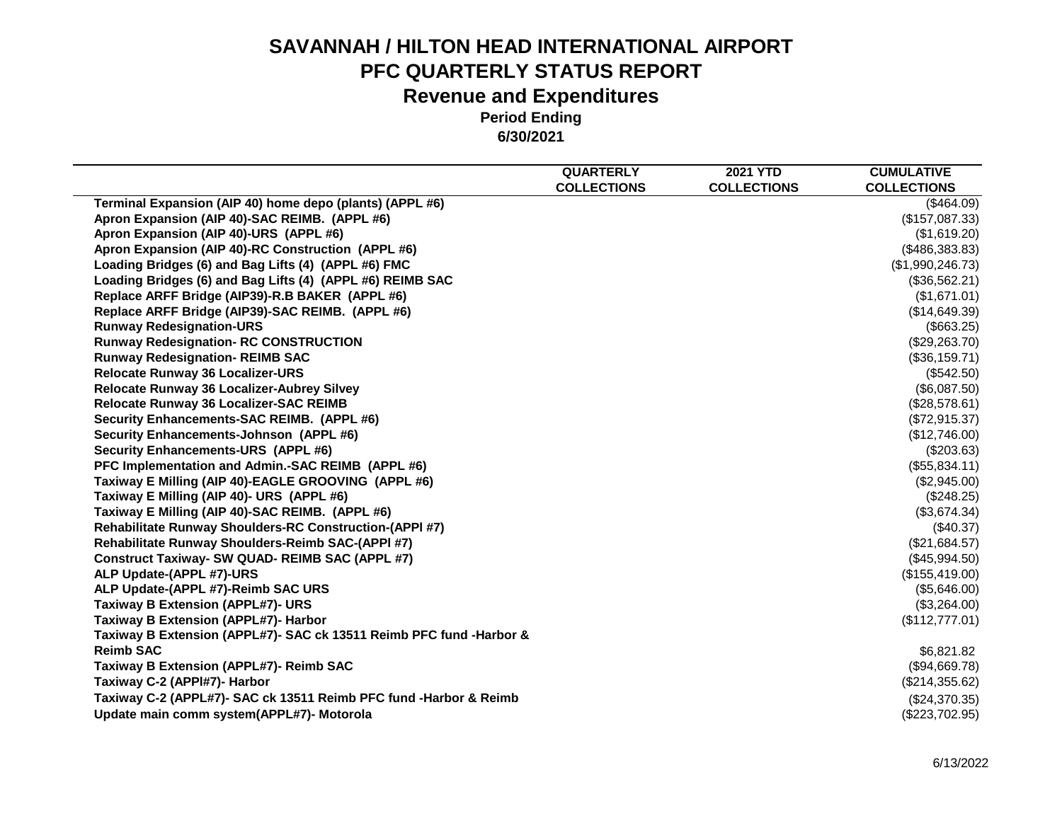# SAVANNAH / HILTON HEAD INTERNATIONAL AIRPORT
## PFC QUARTERLY STATUS REPORT
## Revenue and Expenditures
### Period Ending
### 6/30/2021

| | QUARTERLY COLLECTIONS | 2021 YTD COLLECTIONS | CUMULATIVE COLLECTIONS |
|---|---|---|---|
| **Terminal Expansion (AIP 40) home depo (plants) (APPL #6)** | | | ($464.09) |
| **Apron Expansion (AIP 40)-SAC REIMB. (APPL #6)** | | | ($157,087.33) |
| **Apron Expansion (AIP 40)-URS (APPL #6)** | | | ($1,619.20) |
| **Apron Expansion (AIP 40)-RC Construction (APPL #6)** | | | ($486,383.83) |
| **Loading Bridges (6) and Bag Lifts (4) (APPL #6) FMC** | | | ($1,990,246.73) |
| **Loading Bridges (6) and Bag Lifts (4) (APPL #6) REIMB SAC** | | | ($36,562.21) |
| **Replace ARFF Bridge (AIP39)-R.B BAKER (APPL #6)** | | | ($1,671.01) |
| **Replace ARFF Bridge (AIP39)-SAC REIMB. (APPL #6)** | | | ($14,649.39) |
| **Runway Redesignation-URS** | | | ($663.25) |
| **Runway Redesignation- RC CONSTRUCTION** | | | ($29,263.70) |
| **Runway Redesignation- REIMB SAC** | | | ($36,159.71) |
| **Relocate Runway 36 Localizer-URS** | | | ($542.50) |
| **Relocate Runway 36 Localizer-Aubrey Silvey** | | | ($6,087.50) |
| **Relocate Runway 36 Localizer-SAC REIMB** | | | ($28,578.61) |
| **Security Enhancements-SAC REIMB. (APPL #6)** | | | ($72,915.37) |
| **Security Enhancements-Johnson (APPL #6)** | | | ($12,746.00) |
| **Security Enhancements-URS (APPL #6)** | | | ($203.63) |
| **PFC Implementation and Admin.-SAC REIMB (APPL #6)** | | | ($55,834.11) |
| **Taxiway E Milling (AIP 40)-EAGLE GROOVING (APPL #6)** | | | ($2,945.00) |
| **Taxiway E Milling (AIP 40)- URS (APPL #6)** | | | ($248.25) |
| **Taxiway E Milling (AIP 40)-SAC REIMB. (APPL #6)** | | | ($3,674.34) |
| **Rehabilitate Runway Shoulders-RC Construction-(APPl #7)** | | | ($40.37) |
| **Rehabilitate Runway Shoulders-Reimb SAC-(APPl #7)** | | | ($21,684.57) |
| **Construct Taxiway- SW QUAD- REIMB SAC (APPL #7)** | | | ($45,994.50) |
| **ALP Update-(APPL #7)-URS** | | | ($155,419.00) |
| **ALP Update-(APPL #7)-Reimb SAC URS** | | | ($5,646.00) |
| **Taxiway B Extension (APPL#7)- URS** | | | ($3,264.00) |
| **Taxiway B Extension (APPL#7)- Harbor** | | | ($112,777.01) |
| **Taxiway B Extension (APPL#7)- SAC ck 13511 Reimb PFC fund -Harbor & Reimb SAC** | | | $6,821.82 |
| **Taxiway B Extension (APPL#7)- Reimb SAC** | | | ($94,669.78) |
| **Taxiway C-2 (APPl#7)- Harbor** | | | ($214,355.62) |
| **Taxiway C-2 (APPL#7)- SAC ck 13511 Reimb PFC fund -Harbor & Reimb** | | | ($24,370.35) |
| **Update main comm system(APPL#7)- Motorola** | | | ($223,702.95) |

6/13/2022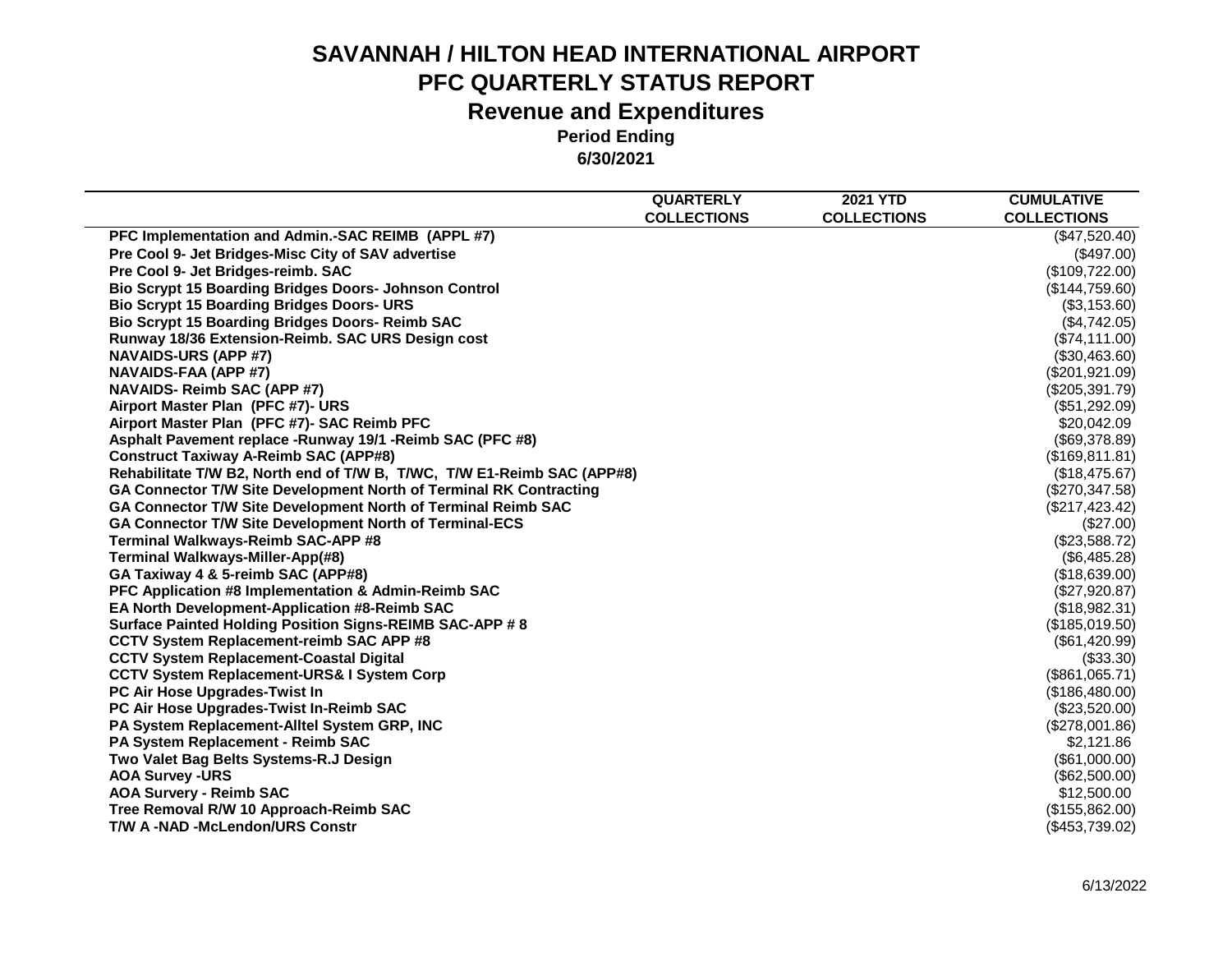# SAVANNAH / HILTON HEAD INTERNATIONAL AIRPORT
## PFC QUARTERLY STATUS REPORT
## Revenue and Expenditures
### Period Ending
### 6/30/2021

| | QUARTERLY COLLECTIONS | 2021 YTD COLLECTIONS | CUMULATIVE COLLECTIONS |
|---|---|---|---|
| **PFC Implementation and Admin.-SAC REIMB (APPL #7)** | | | ($47,520.40) |
| **Pre Cool 9- Jet Bridges-Misc City of SAV advertise** | | | ($497.00) |
| **Pre Cool 9- Jet Bridges-reimb. SAC** | | | ($109,722.00) |
| **Bio Scrypt 15 Boarding Bridges Doors- Johnson Control** | | | ($144,759.60) |
| **Bio Scrypt 15 Boarding Bridges Doors- URS** | | | ($3,153.60) |
| **Bio Scrypt 15 Boarding Bridges Doors- Reimb SAC** | | | ($4,742.05) |
| **Runway 18/36 Extension-Reimb. SAC URS Design cost** | | | ($74,111.00) |
| **NAVAIDS-URS (APP #7)** | | | ($30,463.60) |
| **NAVAIDS-FAA (APP #7)** | | | ($201,921.09) |
| **NAVAIDS- Reimb SAC (APP #7)** | | | ($205,391.79) |
| **Airport Master Plan (PFC #7)- URS** | | | ($51,292.09) |
| **Airport Master Plan (PFC #7)- SAC Reimb PFC** | | | $20,042.09 |
| **Asphalt Pavement replace -Runway 19/1 -Reimb SAC (PFC #8)** | | | ($69,378.89) |
| **Construct Taxiway A-Reimb SAC (APP#8)** | | | ($169,811.81) |
| **Rehabilitate T/W B2, North end of T/W B, T/WC, T/W E1-Reimb SAC (APP#8)** | | | ($18,475.67) |
| **GA Connector T/W Site Development North of Terminal RK Contracting** | | | ($270,347.58) |
| **GA Connector T/W Site Development North of Terminal Reimb SAC** | | | ($217,423.42) |
| **GA Connector T/W Site Development North of Terminal-ECS** | | | ($27.00) |
| **Terminal Walkways-Reimb SAC-APP #8** | | | ($23,588.72) |
| **Terminal Walkways-Miller-App(#8)** | | | ($6,485.28) |
| **GA Taxiway 4 & 5-reimb SAC (APP#8)** | | | ($18,639.00) |
| **PFC Application #8 Implementation & Admin-Reimb SAC** | | | ($27,920.87) |
| **EA North Development-Application #8-Reimb SAC** | | | ($18,982.31) |
| **Surface Painted Holding Position Signs-REIMB SAC-APP # 8** | | | ($185,019.50) |
| **CCTV System Replacement-reimb SAC APP #8** | | | ($61,420.99) |
| **CCTV System Replacement-Coastal Digital** | | | ($33.30) |
| **CCTV System Replacement-URS& I System Corp** | | | ($861,065.71) |
| **PC Air Hose Upgrades-Twist In** | | | ($186,480.00) |
| **PC Air Hose Upgrades-Twist In-Reimb SAC** | | | ($23,520.00) |
| **PA System Replacement-Alltel System GRP, INC** | | | ($278,001.86) |
| **PA System Replacement - Reimb SAC** | | | $2,121.86 |
| **Two Valet Bag Belts Systems-R.J Design** | | | ($61,000.00) |
| **AOA Survey -URS** | | | ($62,500.00) |
| **AOA Survery - Reimb SAC** | | | $12,500.00 |
| **Tree Removal R/W 10 Approach-Reimb SAC** | | | ($155,862.00) |
| **T/W A -NAD -McLendon/URS Constr** | | | ($453,739.02) |

6/13/2022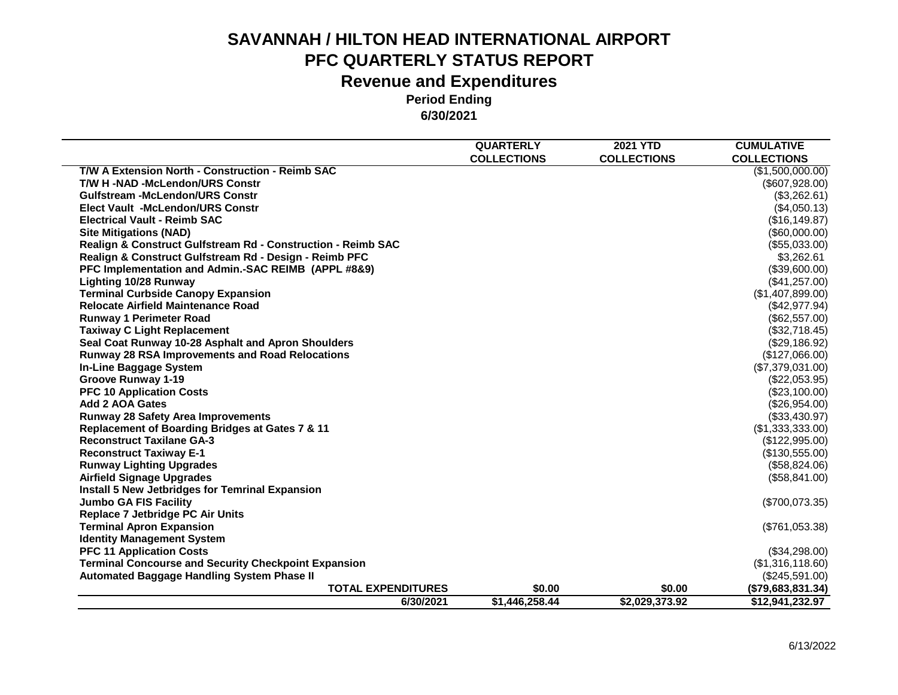# SAVANNAH / HILTON HEAD INTERNATIONAL AIRPORT

## PFC QUARTERLY STATUS REPORT

## Revenue and Expenditures

**Period Ending**

**6/30/2021**

| | QUARTERLY COLLECTIONS | 2021 YTD COLLECTIONS | CUMULATIVE COLLECTIONS |
|---|---|---|---|
| T/W A Extension North - Construction - Reimb SAC | | | ($1,500,000.00) |
| T/W H -NAD -McLendon/URS Constr | | | ($607,928.00) |
| Gulfstream -McLendon/URS Constr | | | ($3,262.61) |
| Elect Vault -McLendon/URS Constr | | | ($4,050.13) |
| Electrical Vault - Reimb SAC | | | ($16,149.87) |
| Site Mitigations (NAD) | | | ($60,000.00) |
| Realign & Construct Gulfstream Rd - Construction - Reimb SAC | | | ($55,033.00) |
| Realign & Construct Gulfstream Rd - Design - Reimb PFC | | | $3,262.61 |
| PFC Implementation and Admin.-SAC REIMB (APPL #8&9) | | | ($39,600.00) |
| Lighting 10/28 Runway | | | ($41,257.00) |
| Terminal Curbside Canopy Expansion | | | ($1,407,899.00) |
| Relocate Airfield Maintenance Road | | | ($42,977.94) |
| Runway 1 Perimeter Road | | | ($62,557.00) |
| Taxiway C Light Replacement | | | ($32,718.45) |
| Seal Coat Runway 10-28 Asphalt and Apron Shoulders | | | ($29,186.92) |
| Runway 28 RSA Improvements and Road Relocations | | | ($127,066.00) |
| In-Line Baggage System | | | ($7,379,031.00) |
| Groove Runway 1-19 | | | ($22,053.95) |
| PFC 10 Application Costs | | | ($23,100.00) |
| Add 2 AOA Gates | | | ($26,954.00) |
| Runway 28 Safety Area Improvements | | | ($33,430.97) |
| Replacement of Boarding Bridges at Gates 7 & 11 | | | ($1,333,333.00) |
| Reconstruct Taxilane GA-3 | | | ($122,995.00) |
| Reconstruct Taxiway E-1 | | | ($130,555.00) |
| Runway Lighting Upgrades | | | ($58,824.06) |
| Airfield Signage Upgrades | | | ($58,841.00) |
| Install 5 New Jetbridges for Temrinal Expansion | | | |
| Jumbo GA FIS Facility | | | ($700,073.35) |
| Replace 7 Jetbridge PC Air Units | | | |
| Terminal Apron Expansion | | | ($761,053.38) |
| Identity Management System | | | |
| PFC 11 Application Costs | | | ($34,298.00) |
| Terminal Concourse and Security Checkpoint Expansion | | | ($1,316,118.60) |
| Automated Baggage Handling System Phase II | | | ($245,591.00) |
| **TOTAL EXPENDITURES** | **$0.00** | **$0.00** | **($79,683,831.34)** |
| **6/30/2021** | **$1,446,258.44** | **$2,029,373.92** | **$12,941,232.97** |

6/13/2022